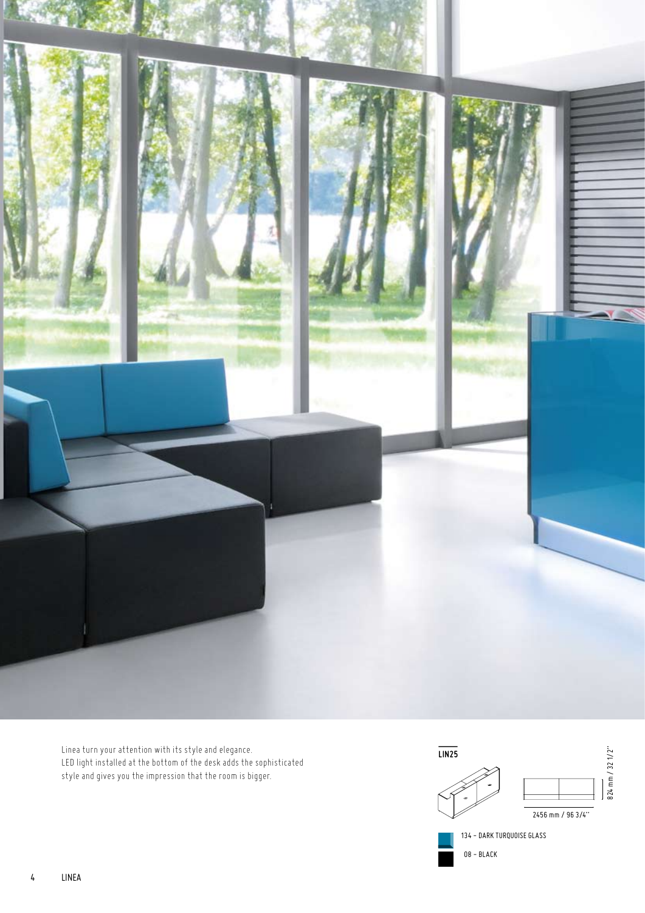Linea turn your attention with its style and elegance.
LED light installed at the bottom of the desk adds the sophisticated style and gives you the impression that the room is bigger.

**LIN25**

824 mm / 32 1/2"

2456 mm / 96 3/4"

134 – DARK TURQUOISE GLASS

08 – BLACK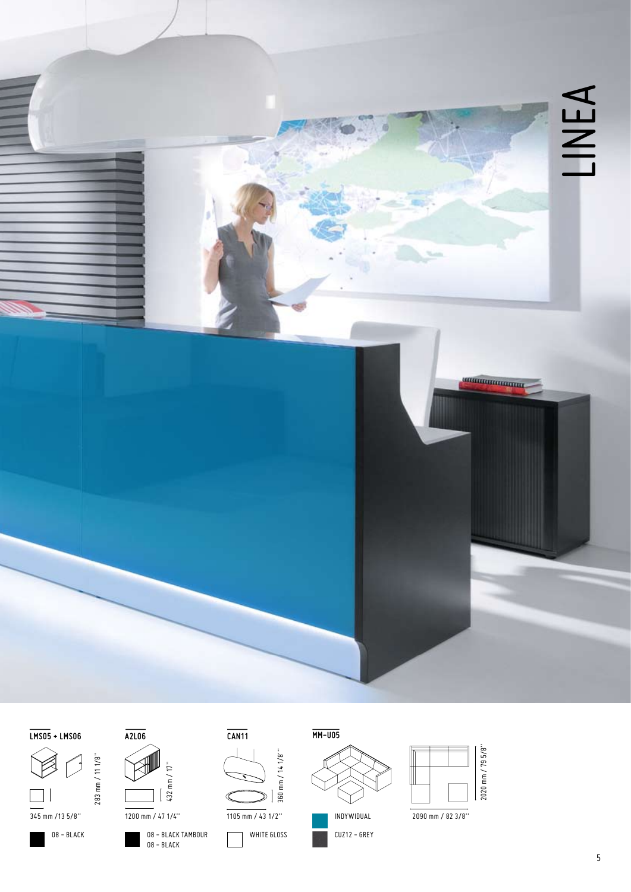# LINEA

**LMS05 + LMS06**

283 mm / 11 1/8''

345 mm /13 5/8''

08 – BLACK

**A2L06**

432 mm / 17''

1200 mm / 47 1/4''

08 – BLACK TAMBOUR
08 – BLACK

**CAN11**

360 mm / 14 1/8''

1105 mm / 43 1/2''

WHITE GLOSS

**MM-U05**

INDYWIDUAL

CUZ12 – GREY

2020 mm / 79 5/8''

2090 mm / 82 3/8''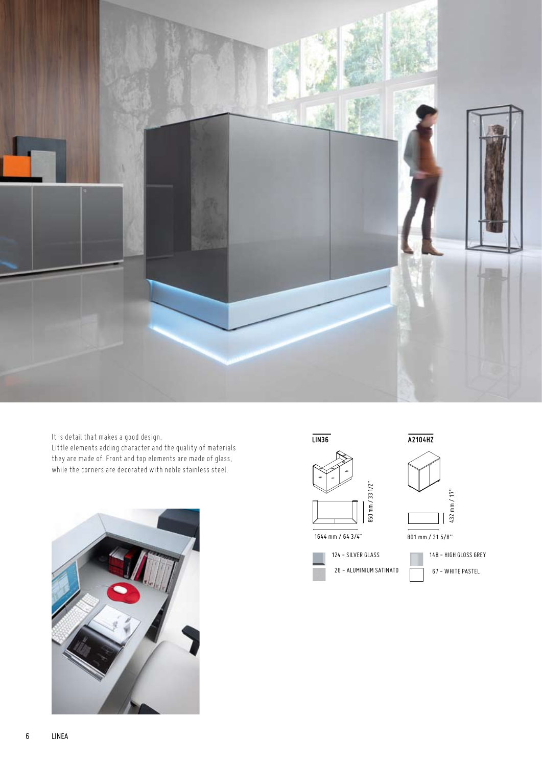It is detail that makes a good design.
Little elements adding character and the quality of materials they are made of. Front and top elements are made of glass, while the corners are decorated with noble stainless steel.

**LIN36**

850 mm / 33 1/2''

1644 mm / 64 3/4''

124 – SILVER GLASS

26 – ALUMINIUM SATINATO

**A2104HZ**

432 mm / 17''

801 mm / 31 5/8''

148 – HIGH GLOSS GREY

67 – WHITE PASTEL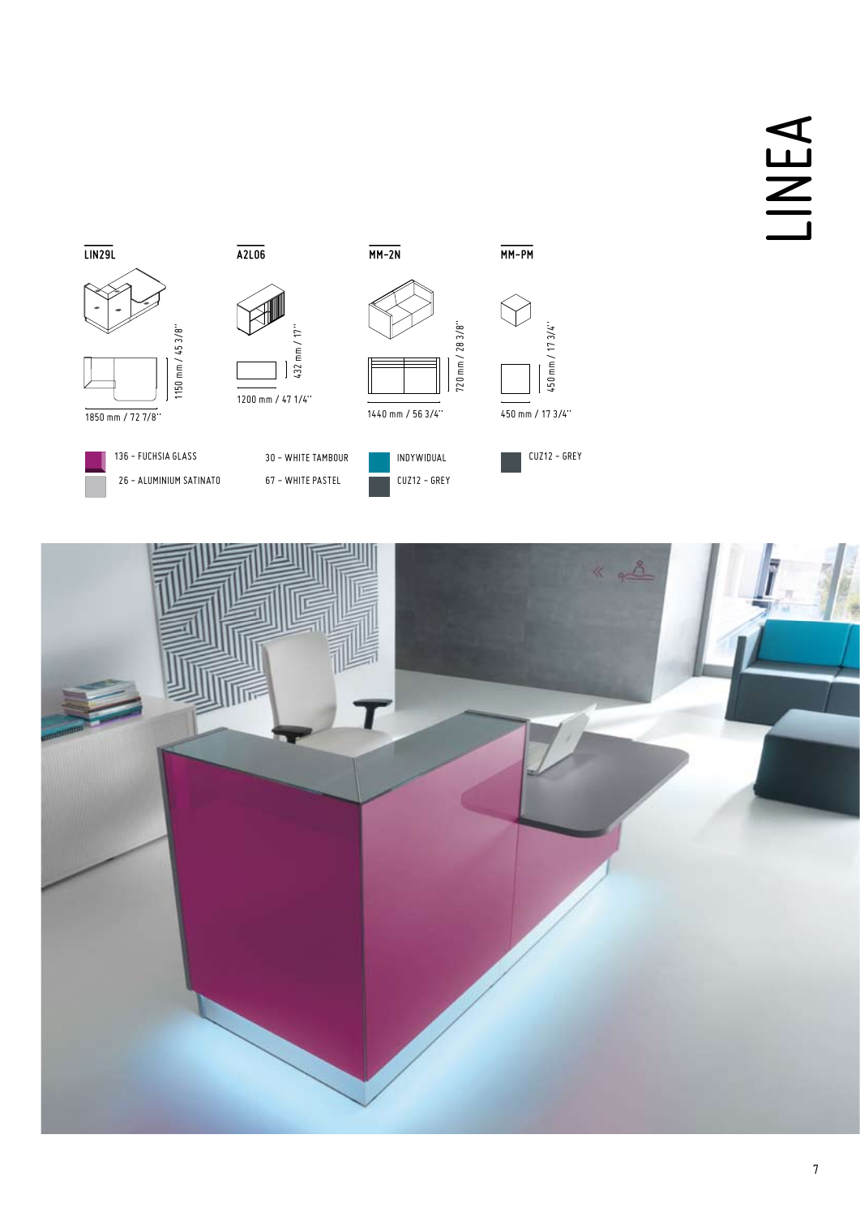# LINEA

| LIN29L | A2L06 | MM-2N | MM-PM |
|---|---|---|---|
| 1150 mm / 45 3/8'' | 432 mm / 17'' | 720 mm / 28 3/8'' | 450 mm / 17 3/4'' |
| 1850 mm / 72 7/8'' | 1200 mm / 47 1/4'' | 1440 mm / 56 3/4'' | 450 mm / 17 3/4'' |
| 136 – FUCHSIA GLASS | 30 – WHITE TAMBOUR | INDYWIDUAL | CUZ12 – GREY |
| 26 – ALUMINIUM SATINATO | 67 – WHITE PASTEL | CUZ12 – GREY | |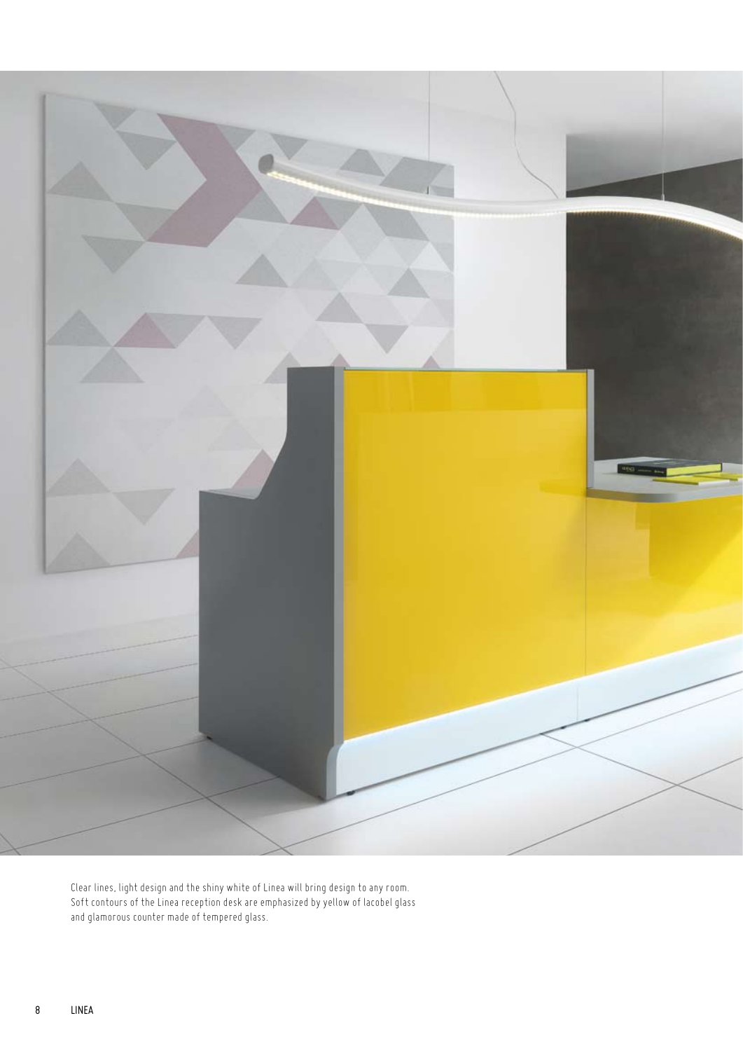Clear lines, light design and the shiny white of Linea will bring design to any room. Soft contours of the Linea reception desk are emphasized by yellow of lacobel glass and glamorous counter made of tempered glass.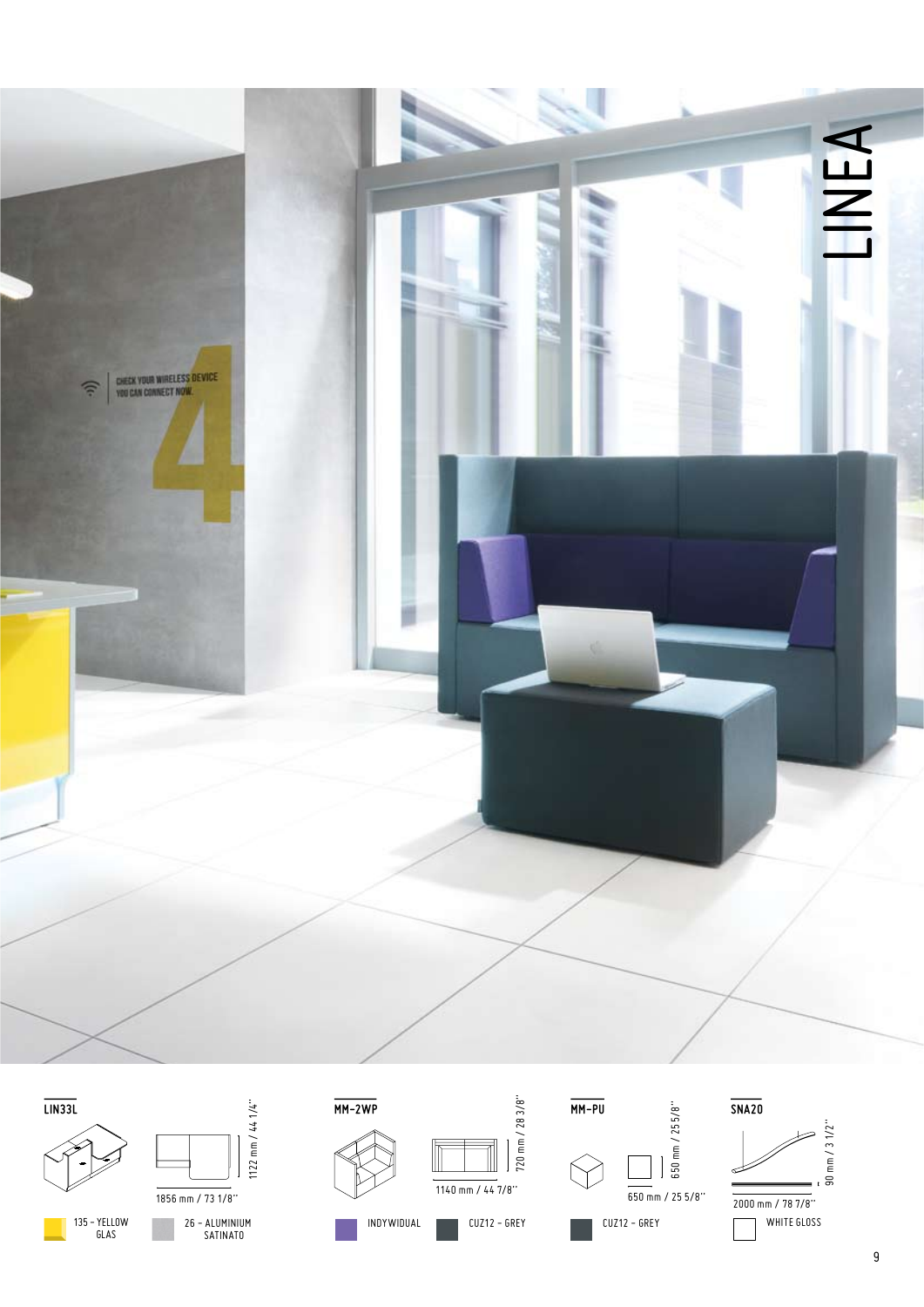# LINEA

CHECK YOUR WIRELESS DEVICE
YOU CAN CONNECT NOW.

**LIN33L**

1122 mm / 44 1/4''

1856 mm / 73 1/8''

135 – YELLOW GLAS

26 – ALUMINIUM SATINATO

**MM-2WP**

720 mm / 28 3/8''

1140 mm / 44 7/8''

INDYWIDUAL

CUZ12 – GREY

**MM-PU**

650 mm / 25 5/8''

650 mm / 25 5/8''

CUZ12 – GREY

**SNA20**

90 mm / 3 1/2''

2000 mm / 78 7/8''

WHITE GLOSS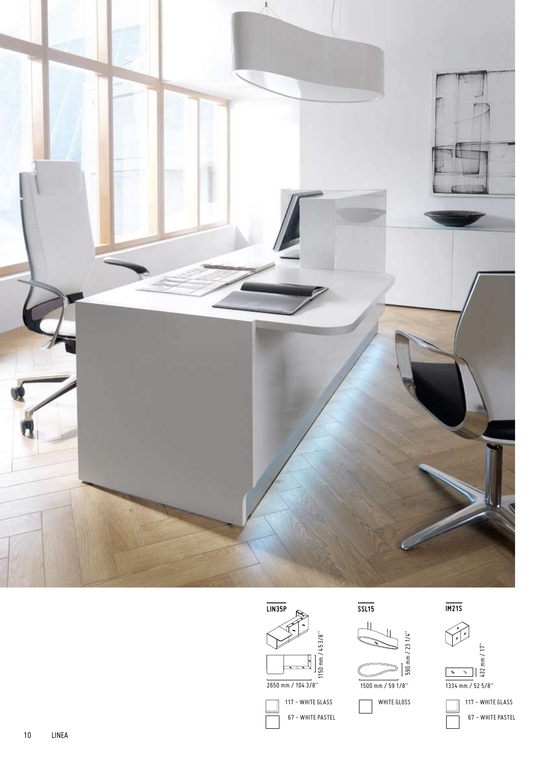## LIN35P

1150 mm / 45 3/8''

2650 mm / 104 3/8''

117 – WHITE GLASS

67 – WHITE PASTEL

## SSL15

590 mm / 23 1/4''

1500 mm / 59 1/8''

WHITE GLOSS

## IM21S

432 mm / 17''

1334 mm / 52 5/8''

117 – WHITE GLASS

67 – WHITE PASTEL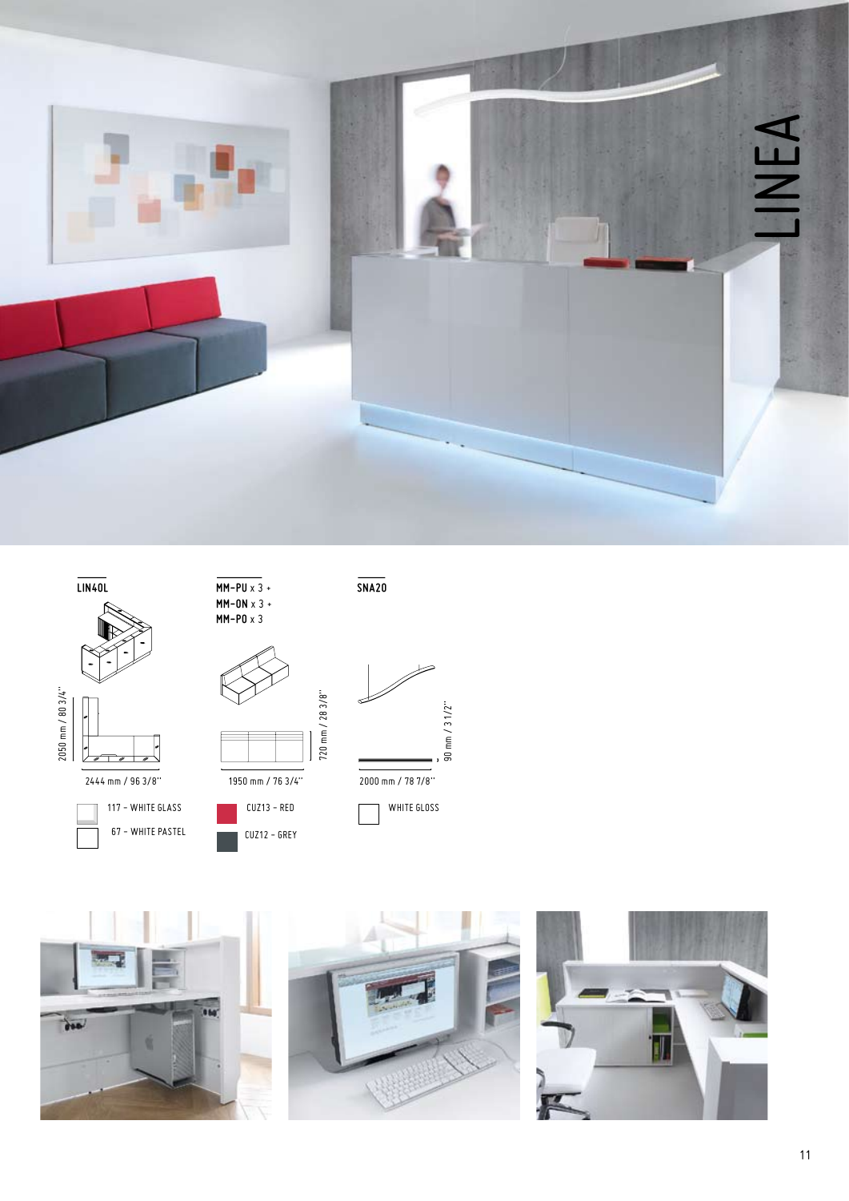# LINEA

**LIN40L**

2050 mm / 80 3/4''

2444 mm / 96 3/8''

117 – WHITE GLASS

67 – WHITE PASTEL

**MM-PU** x 3 +
**MM-ON** x 3 +
**MM-PO** x 3

720 mm / 28 3/8''

1950 mm / 76 3/4''

CUZ13 – RED

CUZ12 – GREY

**SNA20**

90 mm / 3 1/2''

2000 mm / 78 7/8''

WHITE GLOSS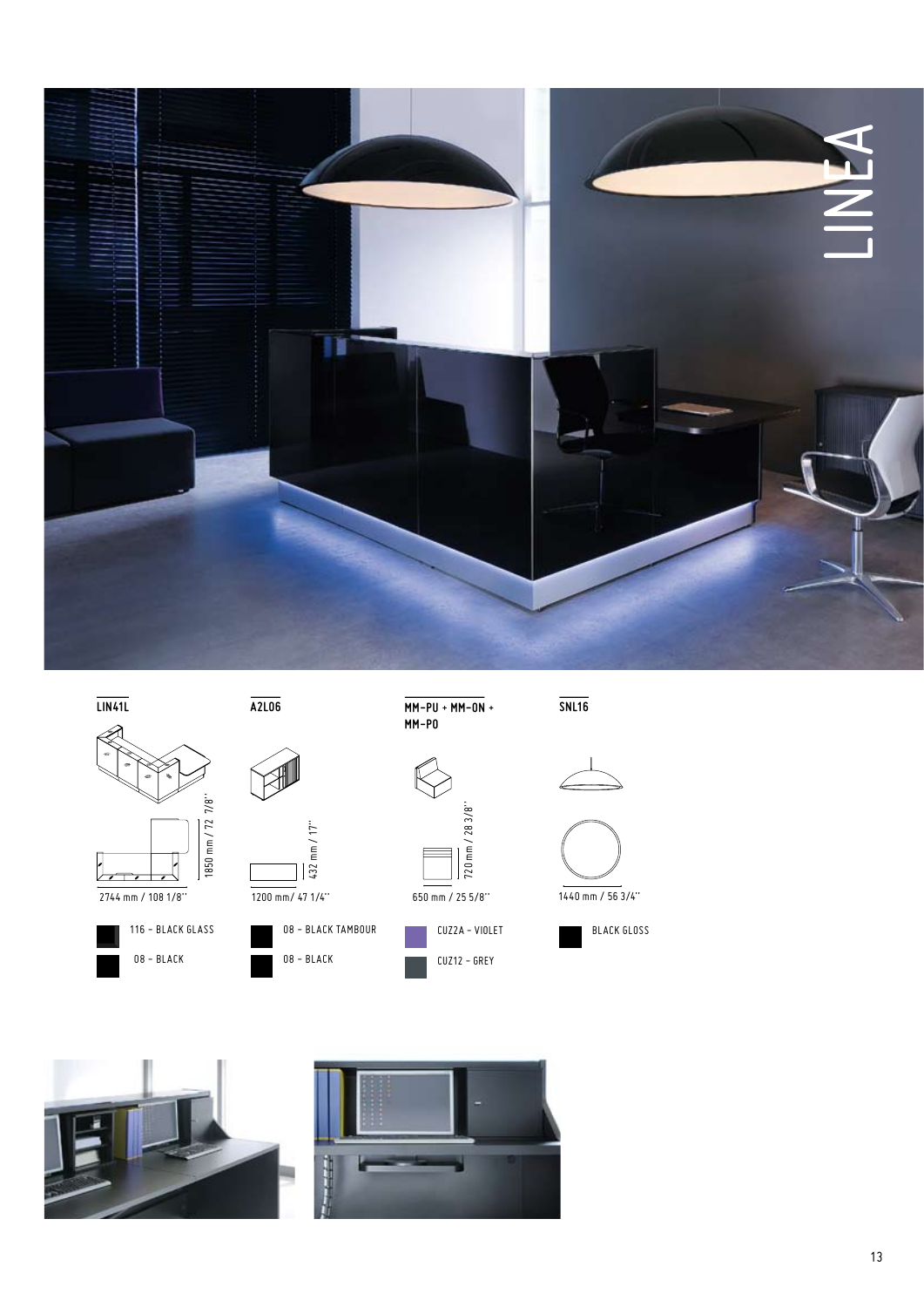# LINEA

**LIN41L**

1850 mm / 72 7/8''

2744 mm / 108 1/8''

116 – BLACK GLASS

08 – BLACK

**A2L06**

432 mm / 17''

1200 mm/ 47 1/4''

08 – BLACK TAMBOUR

08 – BLACK

**MM-PU + MM-ON + MM-PO**

720 mm / 28 3/8''

650 mm / 25 5/8''

CUZ2A – VIOLET

CUZ12 – GREY

**SNL16**

1440 mm / 56 3/4''

BLACK GLOSS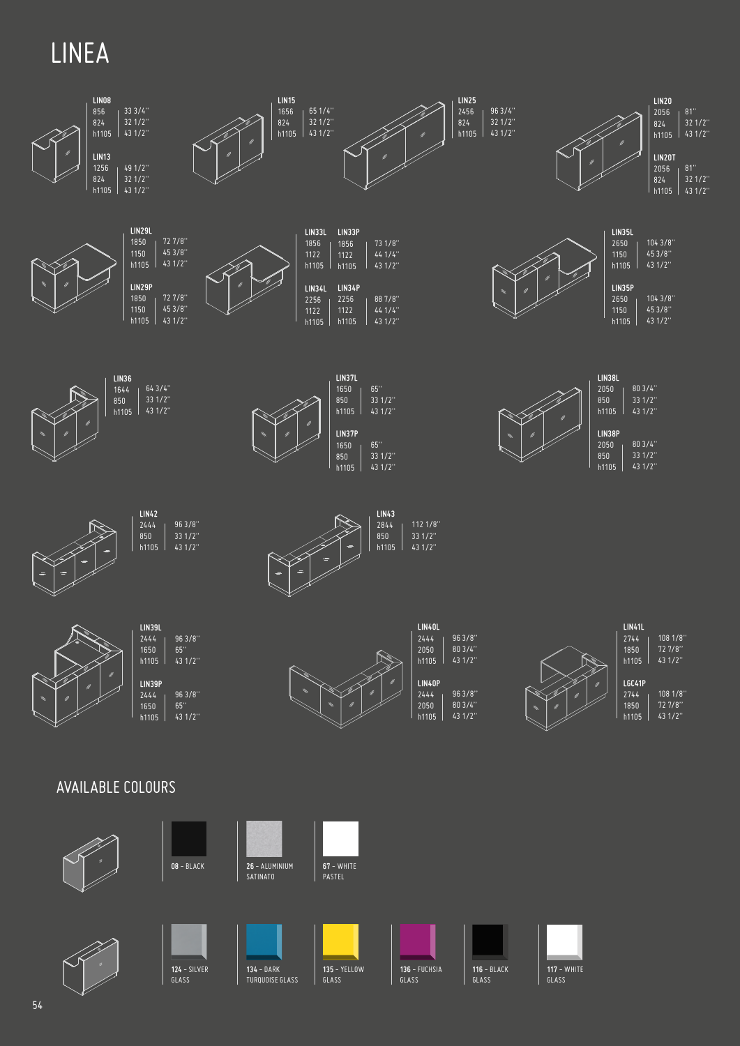# LINEA

**LIN08**
856 | 33 3/4"
824 | 32 1/2"
h1105 | 43 1/2"

**LIN13**
1256 | 49 1/2"
824 | 32 1/2"
h1105 | 43 1/2"

**LIN15**
1656 | 65 1/4"
824 | 32 1/2"
h1105 | 43 1/2"

**LIN25**
2456 | 96 3/4"
824 | 32 1/2"
h1105 | 43 1/2"

**LIN20**
2056 | 81"
824 | 32 1/2"
h1105 | 43 1/2"

**LIN20T**
2056 | 81"
824 | 32 1/2"
h1105 | 43 1/2"

**LIN29L**
1850 | 72 7/8"
1150 | 45 3/8"
h1105 | 43 1/2"

**LIN29P**
1850 | 72 7/8"
1150 | 45 3/8"
h1105 | 43 1/2"

**LIN33L** / **LIN33P**
1856 / 1856 | 73 1/8"
1122 / 1122 | 44 1/4"
h1105 / h1105 | 43 1/2"

**LIN34L** / **LIN34P**
2256 / 2256 | 88 7/8"
1122 / 1122 | 44 1/4"
h1105 / h1105 | 43 1/2"

**LIN35L**
2650 | 104 3/8"
1150 | 45 3/8"
h1105 | 43 1/2"

**LIN35P**
2650 | 104 3/8"
1150 | 45 3/8"
h1105 | 43 1/2"

**LIN36**
1644 | 64 3/4"
850 | 33 1/2"
h1105 | 43 1/2"

**LIN37L**
1650 | 65"
850 | 33 1/2"
h1105 | 43 1/2"

**LIN37P**
1650 | 65"
850 | 33 1/2"
h1105 | 43 1/2"

**LIN38L**
2050 | 80 3/4"
850 | 33 1/2"
h1105 | 43 1/2"

**LIN38P**
2050 | 80 3/4"
850 | 33 1/2"
h1105 | 43 1/2"

**LIN42**
2444 | 96 3/8"
850 | 33 1/2"
h1105 | 43 1/2"

**LIN43**
2844 | 112 1/8"
850 | 33 1/2"
h1105 | 43 1/2"

**LIN39L**
2444 | 96 3/8"
1650 | 65"
h1105 | 43 1/2"

**LIN39P**
2444 | 96 3/8"
1650 | 65"
h1105 | 43 1/2"

**LIN40L**
2444 | 96 3/8"
2050 | 80 3/4"
h1105 | 43 1/2"

**LIN40P**
2444 | 96 3/8"
2050 | 80 3/4"
h1105 | 43 1/2"

**LIN41L**
2744 | 108 1/8"
1850 | 72 7/8"
h1105 | 43 1/2"

**LGC41P**
2744 | 108 1/8"
1850 | 72 7/8"
h1105 | 43 1/2"

## AVAILABLE COLOURS

**08** - BLACK

**26** - ALUMINIUM SATINATO

**67** - WHITE PASTEL

**124** - SILVER GLASS

**134** - DARK TURQUOISE GLASS

**135** - YELLOW GLASS

**136** - FUCHSIA GLASS

**116** - BLACK GLASS

**117** - WHITE GLASS